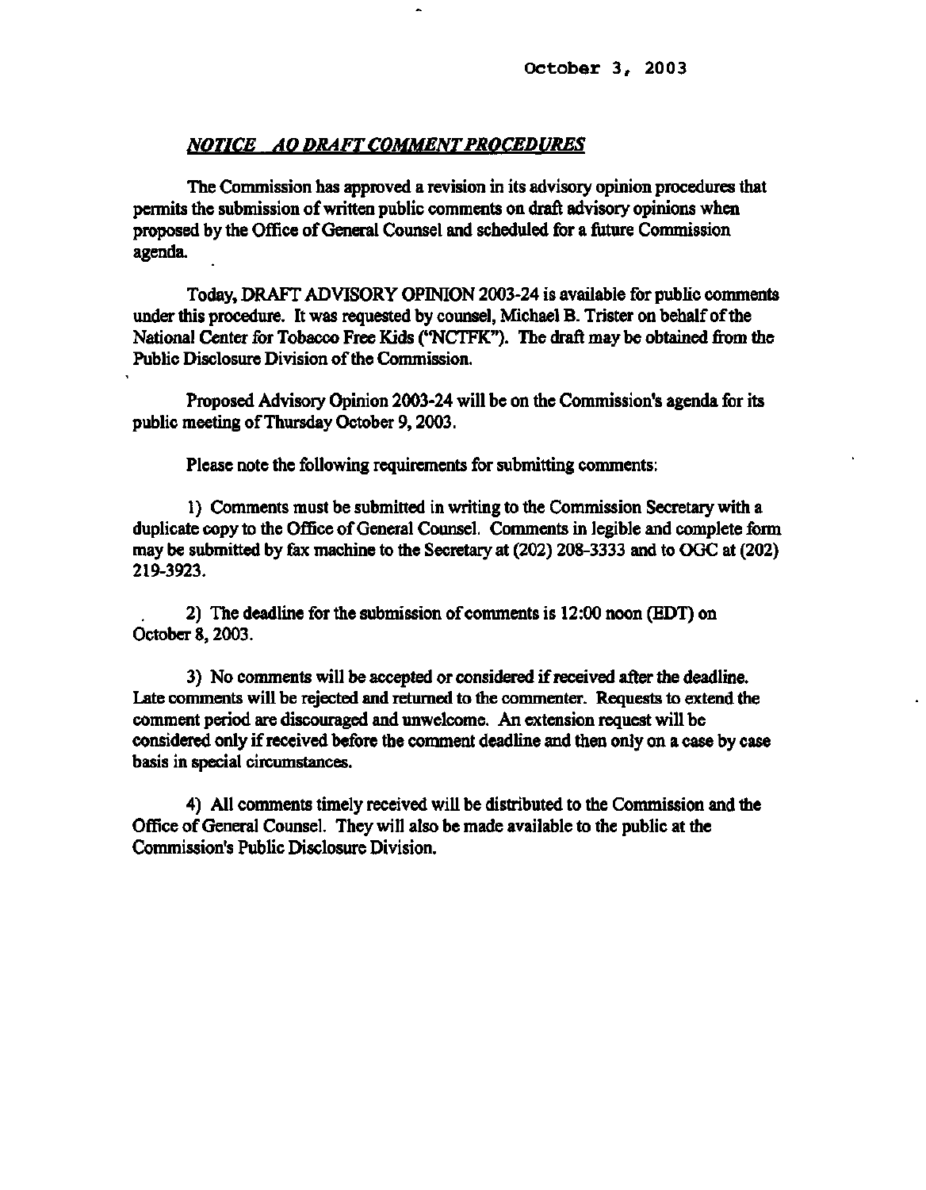October 3, 2003

***NOTICE AO DRAFT COMMENT PROCEDURES***

The Commission has approved a revision in its advisory opinion procedures that permits the submission of written public comments on draft advisory opinions when proposed by the Office of General Counsel and scheduled for a future Commission agenda.

Today, DRAFT ADVISORY OPINION 2003-24 is available for public comments under this procedure. It was requested by counsel, Michael B. Trister on behalf of the National Center for Tobacco Free Kids ("NCTFK"). The draft may be obtained from the Public Disclosure Division of the Commission.

Proposed Advisory Opinion 2003-24 will be on the Commission's agenda for its public meeting of Thursday October 9, 2003.

Please note the following requirements for submitting comments:

1) Comments must be submitted in writing to the Commission Secretary with a duplicate copy to the Office of General Counsel. Comments in legible and complete form may be submitted by fax machine to the Secretary at (202) 208-3333 and to OGC at (202) 219-3923.

2) The deadline for the submission of comments is 12:00 noon (EDT) on October 8, 2003.

3) No comments will be accepted or considered if received after the deadline. Late comments will be rejected and returned to the commenter. Requests to extend the comment period are discouraged and unwelcome. An extension request will be considered only if received before the comment deadline and then only on a case by case basis in special circumstances.

4) All comments timely received will be distributed to the Commission and the Office of General Counsel. They will also be made available to the public at the Commission's Public Disclosure Division.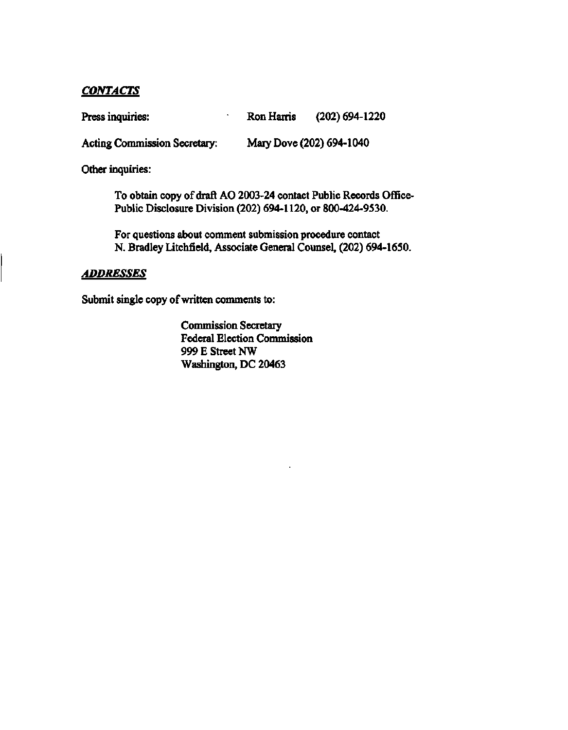***CONTACTS***

Press inquiries: Ron Harris (202) 694-1220

Acting Commission Secretary: Mary Dove (202) 694-1040

Other inquiries:

> To obtain copy of draft AO 2003-24 contact Public Records Office-Public Disclosure Division (202) 694-1120, or 800-424-9530.
>
> For questions about comment submission procedure contact N. Bradley Litchfield, Associate General Counsel, (202) 694-1650.

***ADDRESSES***

Submit single copy of written comments to:

> Commission Secretary
> Federal Election Commission
> 999 E Street NW
> Washington, DC 20463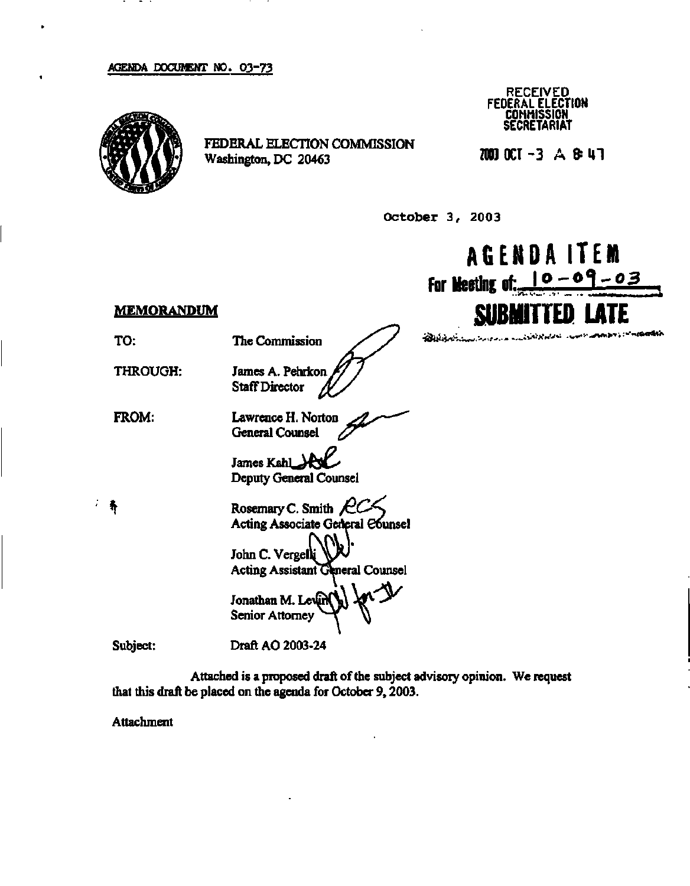AGENDA DOCUMENT NO. 03-73

FEDERAL ELECTION COMMISSION
Washington, DC 20463

RECEIVED
FEDERAL ELECTION
COMMISSION
SECRETARIAT

2003 OCT -3 A 8:47

October 3, 2003

**AGENDA ITEM**
**For Meeting of: 10-09-03**
**SUBMITTED LATE**

**MEMORANDUM**

TO: The Commission

THROUGH: James A. Pehrkon
Staff Director

FROM: Lawrence H. Norton
General Counsel

James Kahl
Deputy General Counsel

Rosemary C. Smith
Acting Associate General Counsel

John C. Vergelli
Acting Assistant General Counsel

Jonathan M. Levin
Senior Attorney

Subject: Draft AO 2003-24

Attached is a proposed draft of the subject advisory opinion. We request that this draft be placed on the agenda for October 9, 2003.

Attachment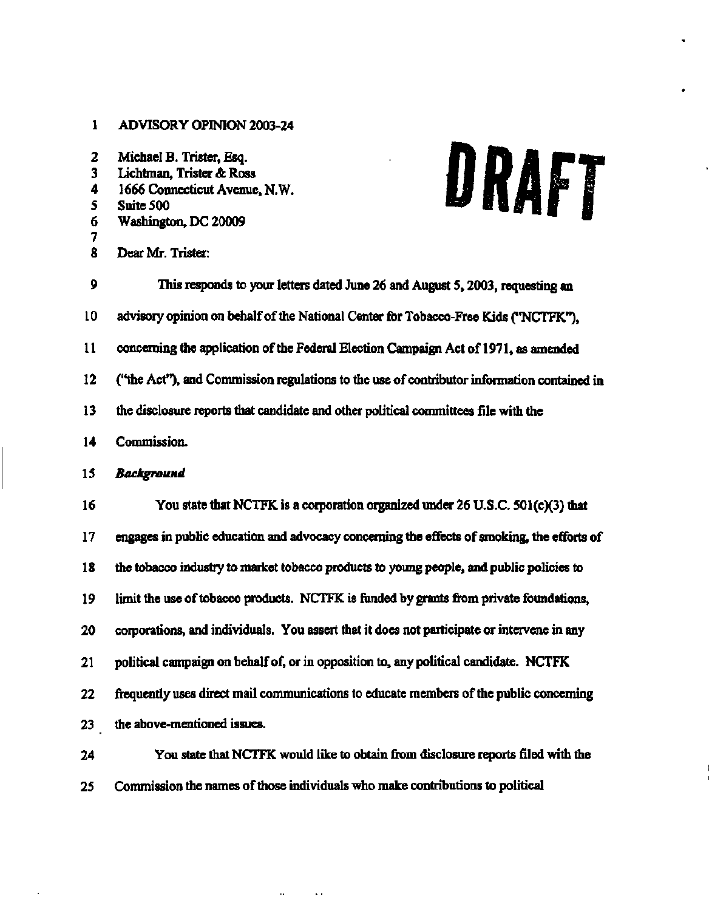ADVISORY OPINION 2003-24

Michael B. Trister, Esq.
Lichtman, Trister & Ross
1666 Connecticut Avenue, N.W.
Suite 500
Washington, DC 20009

**DRAFT**

Dear Mr. Trister:

This responds to your letters dated June 26 and August 5, 2003, requesting an advisory opinion on behalf of the National Center for Tobacco-Free Kids ("NCTFK"), concerning the application of the Federal Election Campaign Act of 1971, as amended ("the Act"), and Commission regulations to the use of contributor information contained in the disclosure reports that candidate and other political committees file with the Commission.

***Background***

You state that NCTFK is a corporation organized under 26 U.S.C. 501(c)(3) that engages in public education and advocacy concerning the effects of smoking, the efforts of the tobacco industry to market tobacco products to young people, and public policies to limit the use of tobacco products. NCTFK is funded by grants from private foundations, corporations, and individuals. You assert that it does not participate or intervene in any political campaign on behalf of, or in opposition to, any political candidate. NCTFK frequently uses direct mail communications to educate members of the public concerning the above-mentioned issues.

You state that NCTFK would like to obtain from disclosure reports filed with the Commission the names of those individuals who make contributions to political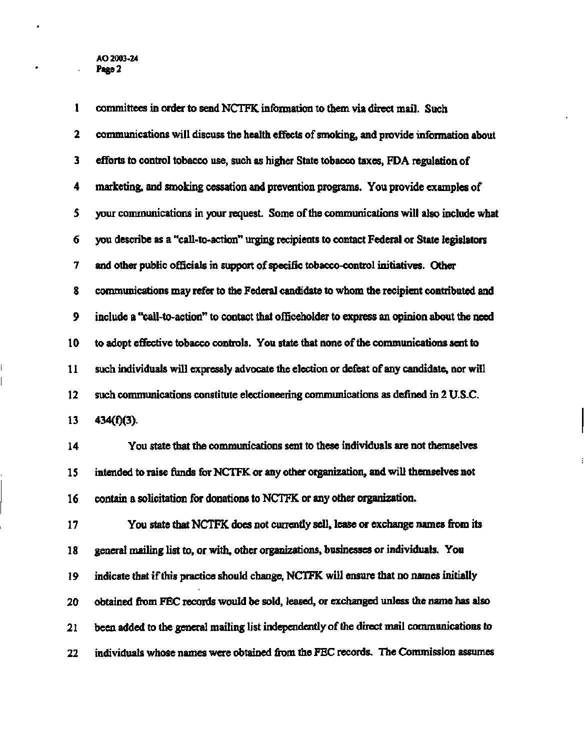committees in order to send NCTFK information to them via direct mail. Such communications will discuss the health effects of smoking, and provide information about efforts to control tobacco use, such as higher State tobacco taxes, FDA regulation of marketing, and smoking cessation and prevention programs. You provide examples of your communications in your request. Some of the communications will also include what you describe as a "call-to-action" urging recipients to contact Federal or State legislators and other public officials in support of specific tobacco-control initiatives. Other communications may refer to the Federal candidate to whom the recipient contributed and include a "call-to-action" to contact that officeholder to express an opinion about the need to adopt effective tobacco controls. You state that none of the communications sent to such individuals will expressly advocate the election or defeat of any candidate, nor will such communications constitute electioneering communications as defined in 2 U.S.C. 434(f)(3).

You state that the communications sent to these individuals are not themselves intended to raise funds for NCTFK or any other organization, and will themselves not contain a solicitation for donations to NCTFK or any other organization.

You state that NCTFK does not currently sell, lease or exchange names from its general mailing list to, or with, other organizations, businesses or individuals. You indicate that if this practice should change, NCTFK will ensure that no names initially obtained from FEC records would be sold, leased, or exchanged unless the name has also been added to the general mailing list independently of the direct mail communications to individuals whose names were obtained from the FEC records. The Commission assumes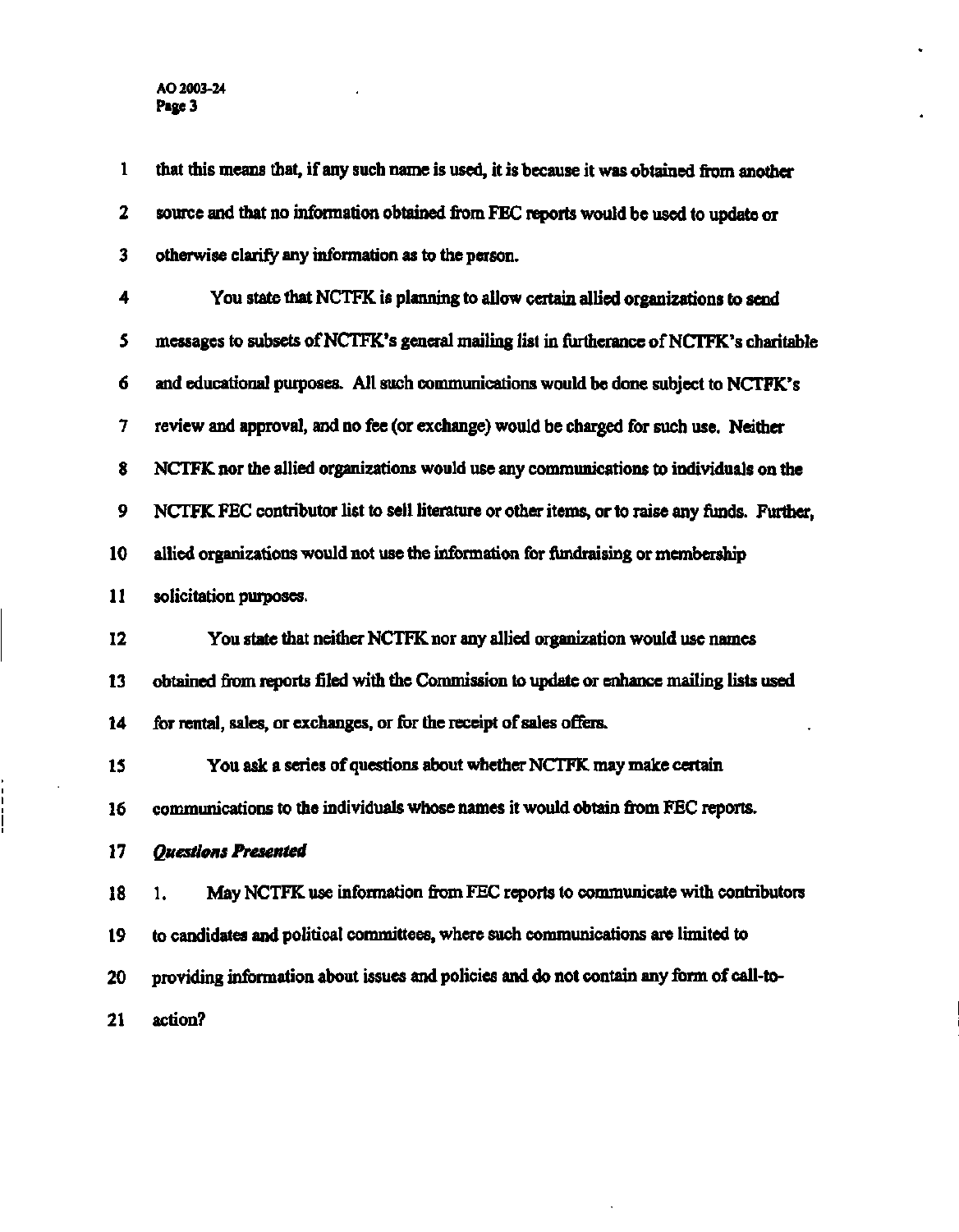that this means that, if any such name is used, it is because it was obtained from another source and that no information obtained from FEC reports would be used to update or otherwise clarify any information as to the person.

You state that NCTFK is planning to allow certain allied organizations to send messages to subsets of NCTFK's general mailing list in furtherance of NCTFK's charitable and educational purposes. All such communications would be done subject to NCTFK's review and approval, and no fee (or exchange) would be charged for such use. Neither NCTFK nor the allied organizations would use any communications to individuals on the NCTFK FEC contributor list to sell literature or other items, or to raise any funds. Further, allied organizations would not use the information for fundraising or membership solicitation purposes.

You state that neither NCTFK nor any allied organization would use names obtained from reports filed with the Commission to update or enhance mailing lists used for rental, sales, or exchanges, or for the receipt of sales offers.

You ask a series of questions about whether NCTFK may make certain communications to the individuals whose names it would obtain from FEC reports.

***Questions Presented***

1. May NCTFK use information from FEC reports to communicate with contributors to candidates and political committees, where such communications are limited to providing information about issues and policies and do not contain any form of call-to-action?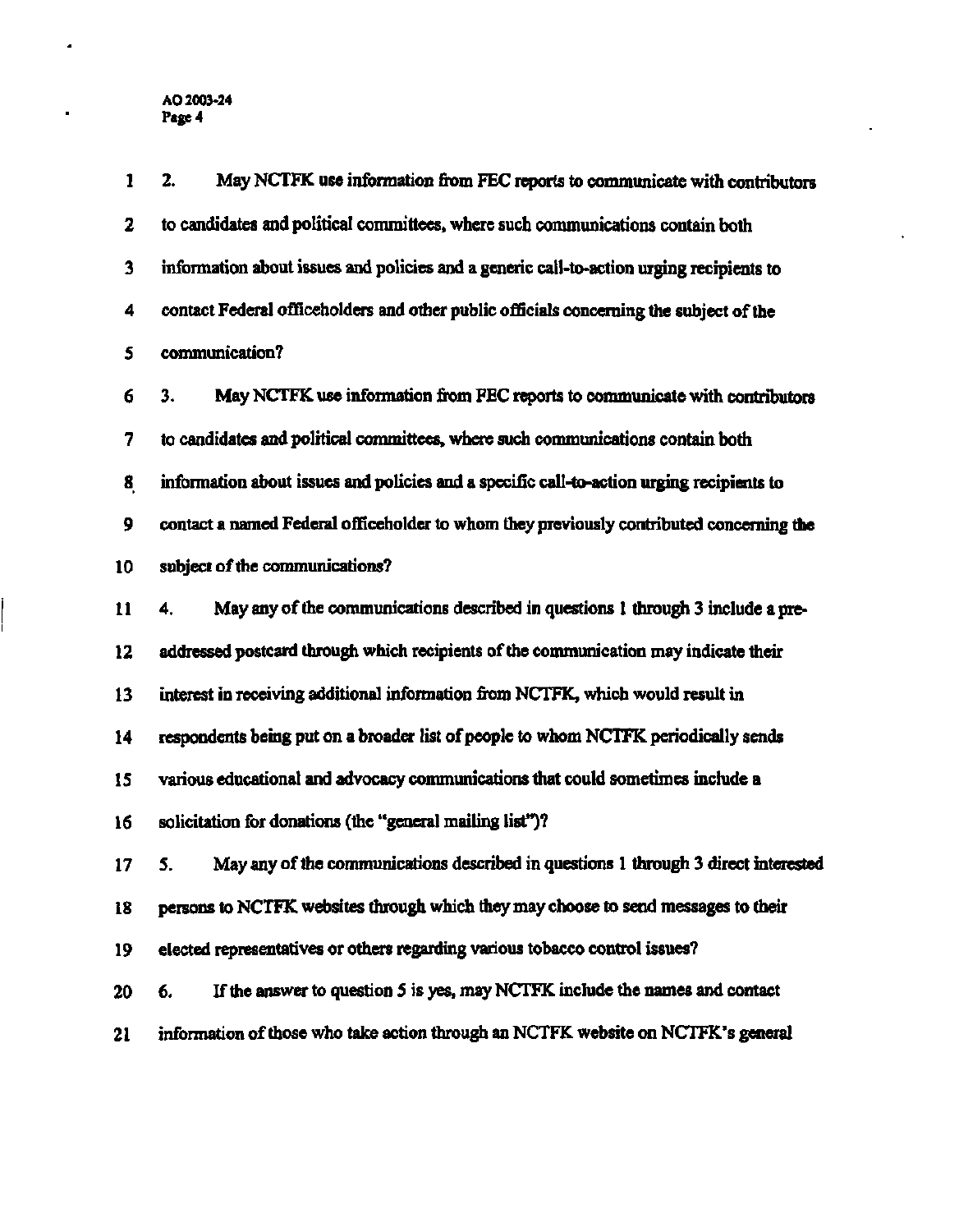2. May NCTFK use information from FEC reports to communicate with contributors to candidates and political committees, where such communications contain both information about issues and policies and a generic call-to-action urging recipients to contact Federal officeholders and other public officials concerning the subject of the communication?

3. May NCTFK use information from FEC reports to communicate with contributors to candidates and political committees, where such communications contain both information about issues and policies and a specific call-to-action urging recipients to contact a named Federal officeholder to whom they previously contributed concerning the subject of the communications?

4. May any of the communications described in questions 1 through 3 include a pre-addressed postcard through which recipients of the communication may indicate their interest in receiving additional information from NCTFK, which would result in respondents being put on a broader list of people to whom NCTFK periodically sends various educational and advocacy communications that could sometimes include a solicitation for donations (the "general mailing list")?

5. May any of the communications described in questions 1 through 3 direct interested persons to NCTFK websites through which they may choose to send messages to their elected representatives or others regarding various tobacco control issues?

6. If the answer to question 5 is yes, may NCTFK include the names and contact information of those who take action through an NCTFK website on NCTFK's general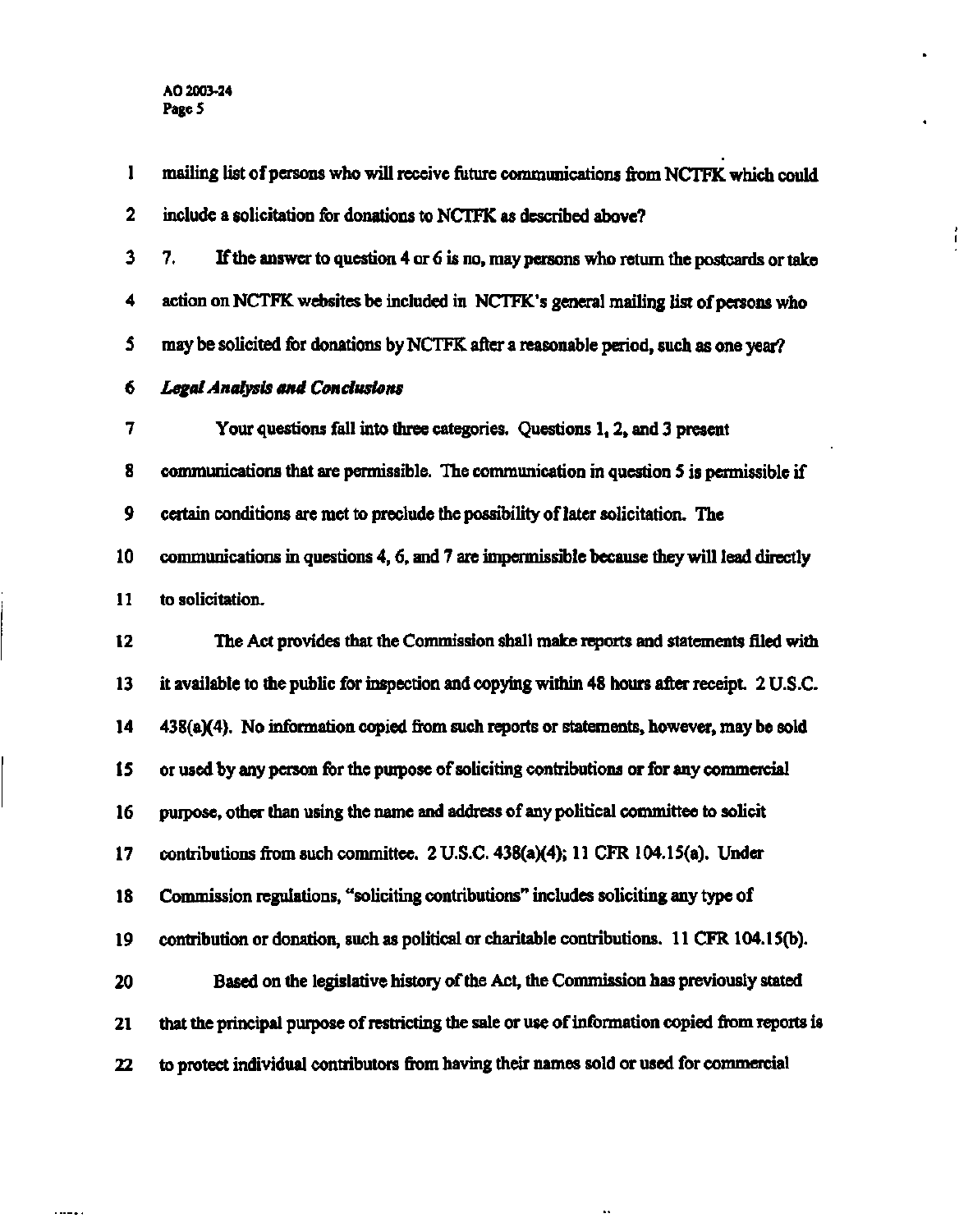mailing list of persons who will receive future communications from NCTFK which could include a solicitation for donations to NCTFK as described above?

7. If the answer to question 4 or 6 is no, may persons who return the postcards or take action on NCTFK websites be included in NCTFK's general mailing list of persons who may be solicited for donations by NCTFK after a reasonable period, such as one year?

***Legal Analysis and Conclusions***

Your questions fall into three categories. Questions 1, 2, and 3 present communications that are permissible. The communication in question 5 is permissible if certain conditions are met to preclude the possibility of later solicitation. The communications in questions 4, 6, and 7 are impermissible because they will lead directly to solicitation.

The Act provides that the Commission shall make reports and statements filed with it available to the public for inspection and copying within 48 hours after receipt. 2 U.S.C. 438(a)(4). No information copied from such reports or statements, however, may be sold or used by any person for the purpose of soliciting contributions or for any commercial purpose, other than using the name and address of any political committee to solicit contributions from such committee. 2 U.S.C. 438(a)(4); 11 CFR 104.15(a). Under Commission regulations, "soliciting contributions" includes soliciting any type of contribution or donation, such as political or charitable contributions. 11 CFR 104.15(b).

Based on the legislative history of the Act, the Commission has previously stated that the principal purpose of restricting the sale or use of information copied from reports is to protect individual contributors from having their names sold or used for commercial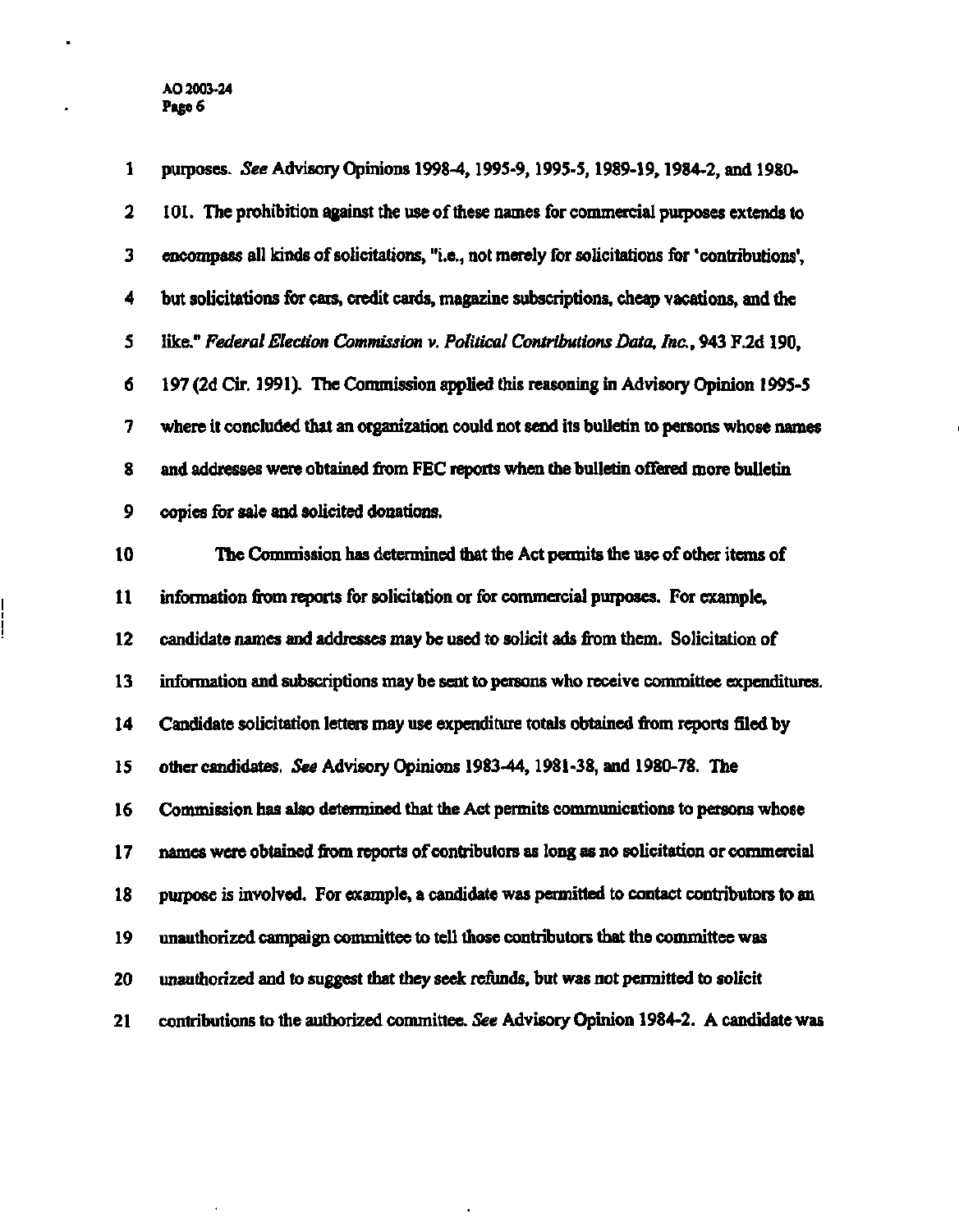purposes. *See* Advisory Opinions 1998-4, 1995-9, 1995-5, 1989-19, 1984-2, and 1980-101. The prohibition against the use of these names for commercial purposes extends to encompass all kinds of solicitations, "i.e., not merely for solicitations for 'contributions', but solicitations for cars, credit cards, magazine subscriptions, cheap vacations, and the like." *Federal Election Commission v. Political Contributions Data, Inc.*, 943 F.2d 190, 197 (2d Cir. 1991). The Commission applied this reasoning in Advisory Opinion 1995-5 where it concluded that an organization could not send its bulletin to persons whose names and addresses were obtained from FEC reports when the bulletin offered more bulletin copies for sale and solicited donations.

The Commission has determined that the Act permits the use of other items of information from reports for solicitation or for commercial purposes. For example, candidate names and addresses may be used to solicit ads from them. Solicitation of information and subscriptions may be sent to persons who receive committee expenditures. Candidate solicitation letters may use expenditure totals obtained from reports filed by other candidates. *See* Advisory Opinions 1983-44, 1981-38, and 1980-78. The Commission has also determined that the Act permits communications to persons whose names were obtained from reports of contributors as long as no solicitation or commercial purpose is involved. For example, a candidate was permitted to contact contributors to an unauthorized campaign committee to tell those contributors that the committee was unauthorized and to suggest that they seek refunds, but was not permitted to solicit contributions to the authorized committee. *See* Advisory Opinion 1984-2. A candidate was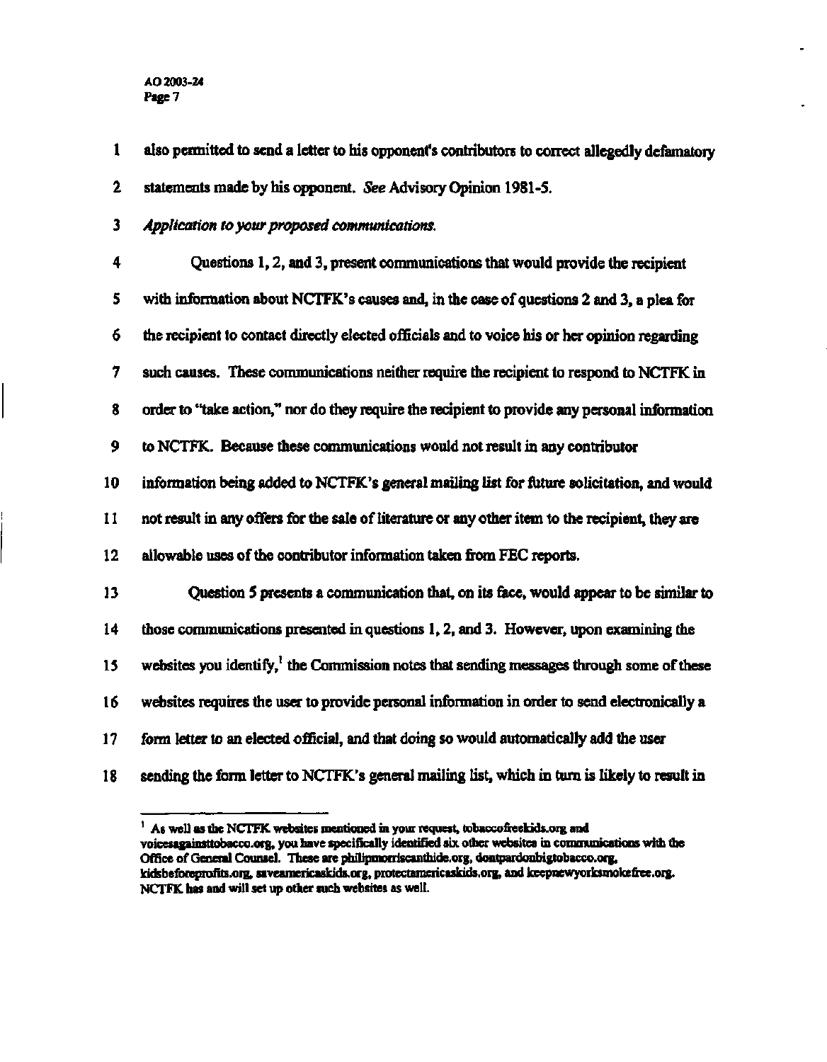also permitted to send a letter to his opponent's contributors to correct allegedly defamatory statements made by his opponent. *See* Advisory Opinion 1981-5.

*Application to your proposed communications.*

Questions 1, 2, and 3, present communications that would provide the recipient with information about NCTFK's causes and, in the case of questions 2 and 3, a plea for the recipient to contact directly elected officials and to voice his or her opinion regarding such causes. These communications neither require the recipient to respond to NCTFK in order to "take action," nor do they require the recipient to provide any personal information to NCTFK. Because these communications would not result in any contributor information being added to NCTFK's general mailing list for future solicitation, and would not result in any offers for the sale of literature or any other item to the recipient, they are allowable uses of the contributor information taken from FEC reports.

Question 5 presents a communication that, on its face, would appear to be similar to those communications presented in questions 1, 2, and 3. However, upon examining the websites you identify,[1] the Commission notes that sending messages through some of these websites requires the user to provide personal information in order to send electronically a form letter to an elected official, and that doing so would automatically add the user sending the form letter to NCTFK's general mailing list, which in turn is likely to result in

---

[1] As well as the NCTFK websites mentioned in your request, tobaccofreekids.org and voicesagainsttobacco.org, you have specifically identified six other websites in communications with the Office of General Counsel. These are philipmorriscanthide.org, dontpardonbigtobacco.org, kidsbeforeprofits.org, saveamericaskids.org, protectamericaskids.org, and keepnewyorksmokefree.org. NCTFK has and will set up other such websites as well.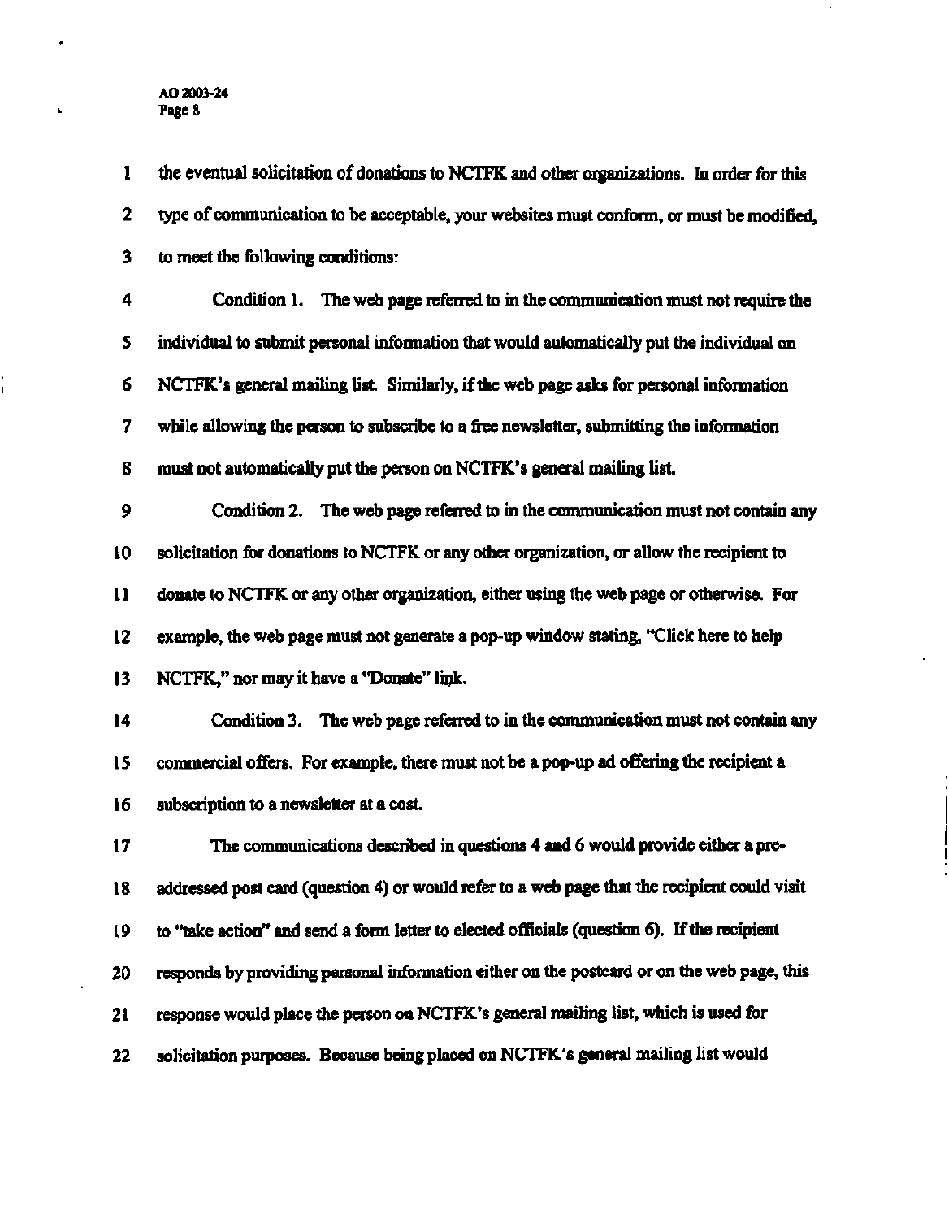the eventual solicitation of donations to NCTFK and other organizations. In order for this type of communication to be acceptable, your websites must conform, or must be modified, to meet the following conditions:

Condition 1. The web page referred to in the communication must not require the individual to submit personal information that would automatically put the individual on NCTFK's general mailing list. Similarly, if the web page asks for personal information while allowing the person to subscribe to a free newsletter, submitting the information must not automatically put the person on NCTFK's general mailing list.

Condition 2. The web page referred to in the communication must not contain any solicitation for donations to NCTFK or any other organization, or allow the recipient to donate to NCTFK or any other organization, either using the web page or otherwise. For example, the web page must not generate a pop-up window stating, "Click here to help NCTFK," nor may it have a "Donate" link.

Condition 3. The web page referred to in the communication must not contain any commercial offers. For example, there must not be a pop-up ad offering the recipient a subscription to a newsletter at a cost.

The communications described in questions 4 and 6 would provide either a pre-addressed post card (question 4) or would refer to a web page that the recipient could visit to "take action" and send a form letter to elected officials (question 6). If the recipient responds by providing personal information either on the postcard or on the web page, this response would place the person on NCTFK's general mailing list, which is used for solicitation purposes. Because being placed on NCTFK's general mailing list would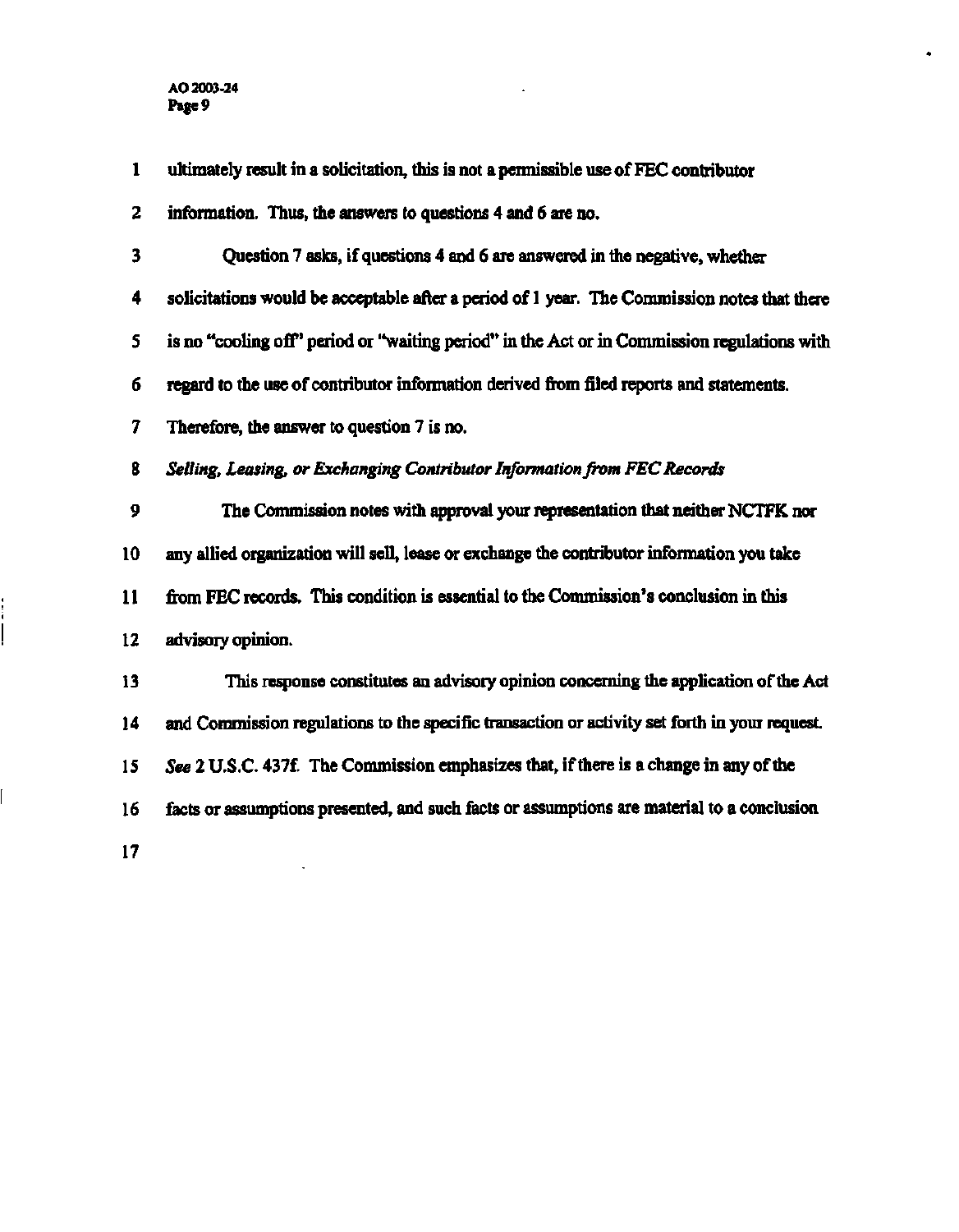ultimately result in a solicitation, this is not a permissible use of FEC contributor information. Thus, the answers to questions 4 and 6 are no.

Question 7 asks, if questions 4 and 6 are answered in the negative, whether solicitations would be acceptable after a period of 1 year. The Commission notes that there is no "cooling off" period or "waiting period" in the Act or in Commission regulations with regard to the use of contributor information derived from filed reports and statements. Therefore, the answer to question 7 is no.

*Selling, Leasing, or Exchanging Contributor Information from FEC Records*

The Commission notes with approval your representation that neither NCTFK nor any allied organization will sell, lease or exchange the contributor information you take from FEC records. This condition is essential to the Commission's conclusion in this advisory opinion.

This response constitutes an advisory opinion concerning the application of the Act and Commission regulations to the specific transaction or activity set forth in your request. *See* 2 U.S.C. 437f. The Commission emphasizes that, if there is a change in any of the facts or assumptions presented, and such facts or assumptions are material to a conclusion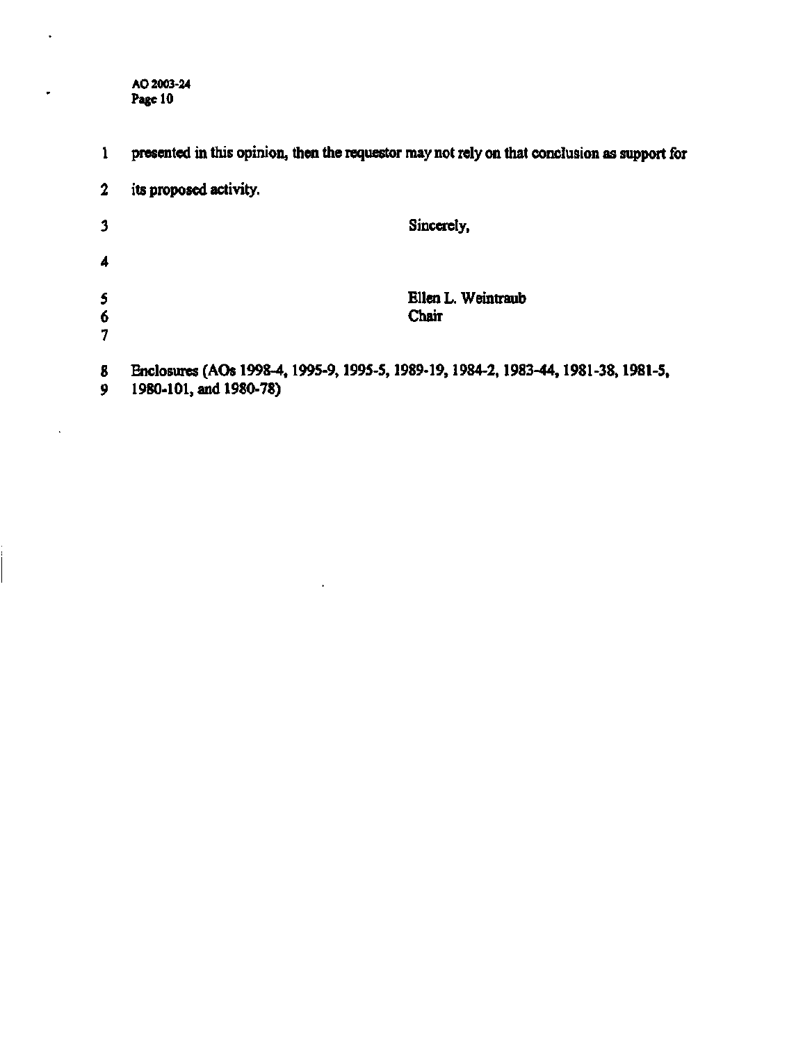presented in this opinion, then the requestor may not rely on that conclusion as support for its proposed activity.

Sincerely,

Ellen L. Weintraub
Chair

Enclosures (AOs 1998-4, 1995-9, 1995-5, 1989-19, 1984-2, 1983-44, 1981-38, 1981-5, 1980-101, and 1980-78)